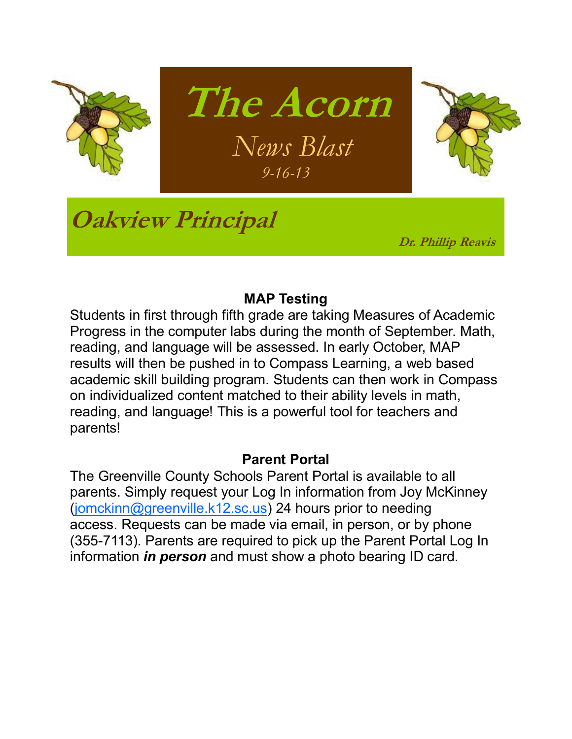# The Acorn

*News Blast*

*9-16-13*

## Oakview Principal

**Dr. Phillip Reavis**

### MAP Testing

Students in first through fifth grade are taking Measures of Academic Progress in the computer labs during the month of September. Math, reading, and language will be assessed. In early October, MAP results will then be pushed in to Compass Learning, a web based academic skill building program. Students can then work in Compass on individualized content matched to their ability levels in math, reading, and language! This is a powerful tool for teachers and parents!

### Parent Portal

The Greenville County Schools Parent Portal is available to all parents. Simply request your Log In information from Joy McKinney (jomckinn@greenville.k12.sc.us) 24 hours prior to needing access. Requests can be made via email, in person, or by phone (355-7113). Parents are required to pick up the Parent Portal Log In information ***in person*** and must show a photo bearing ID card.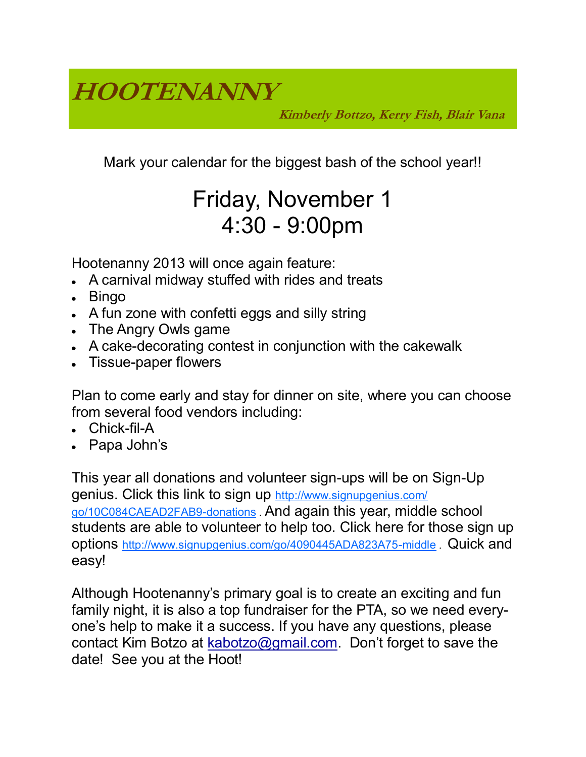# HOOTENANNY

***Kimberly Bottzo, Kerry Fish, Blair Vana***

Mark your calendar for the biggest bash of the school year!!

## Friday, November 1
## 4:30 - 9:00pm

Hootenanny 2013 will once again feature:

- A carnival midway stuffed with rides and treats
- Bingo
- A fun zone with confetti eggs and silly string
- The Angry Owls game
- A cake-decorating contest in conjunction with the cakewalk
- Tissue-paper flowers

Plan to come early and stay for dinner on site, where you can choose from several food vendors including:

- Chick-fil-A
- Papa John's

This year all donations and volunteer sign-ups will be on Sign-Up genius. Click this link to sign up http://www.signupgenius.com/go/10C084CAEAD2FAB9-donations . And again this year, middle school students are able to volunteer to help too. Click here for those sign up options http://www.signupgenius.com/go/4090445ADA823A75-middle . Quick and easy!

Although Hootenanny's primary goal is to create an exciting and fun family night, it is also a top fundraiser for the PTA, so we need everyone's help to make it a success. If you have any questions, please contact Kim Botzo at kabotzo@gmail.com. Don't forget to save the date! See you at the Hoot!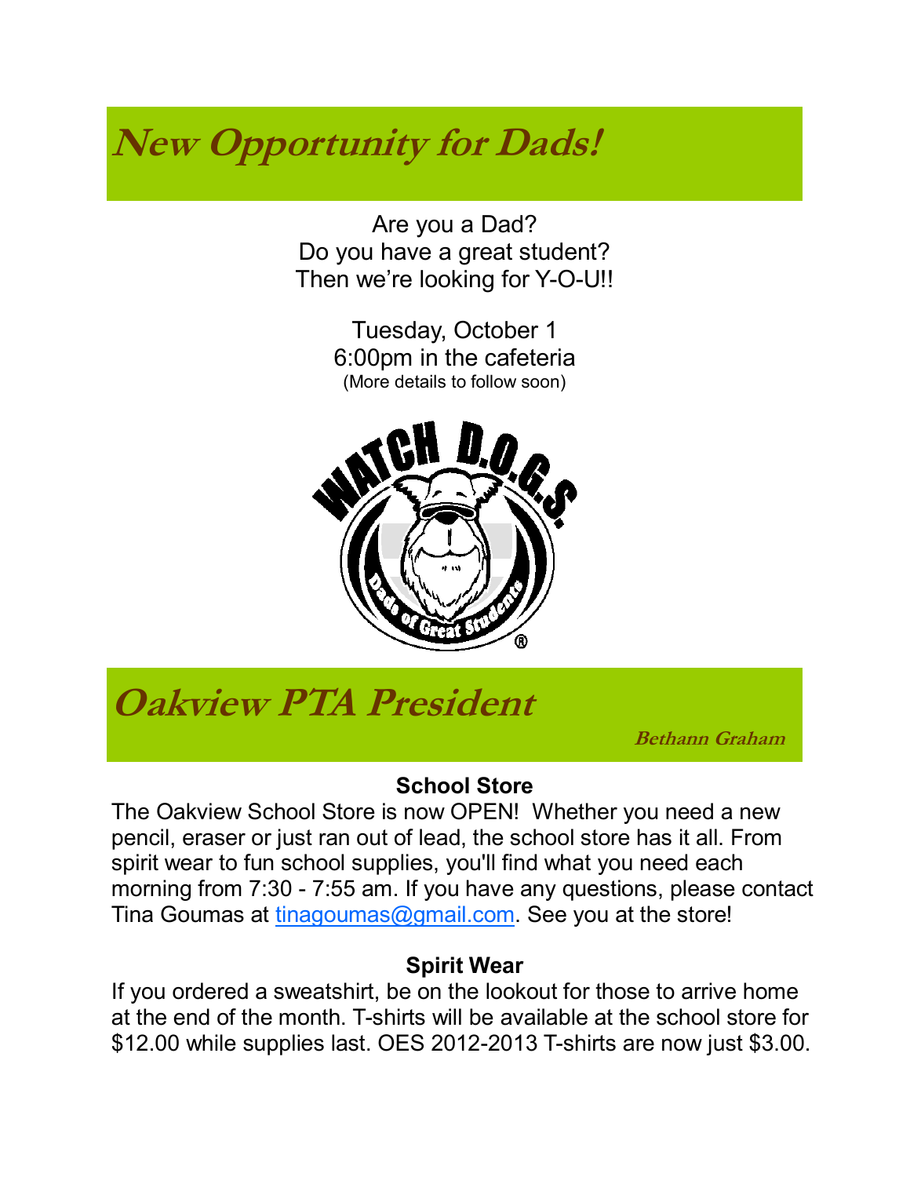# New Opportunity for Dads!

Are you a Dad?
Do you have a great student?
Then we're looking for Y-O-U!!

Tuesday, October 1
6:00pm in the cafeteria
(More details to follow soon)

WATCH D.O.G.S. Dads of Great Students®

# Oakview PTA President

**Bethann Graham**

### School Store

The Oakview School Store is now OPEN! Whether you need a new pencil, eraser or just ran out of lead, the school store has it all. From spirit wear to fun school supplies, you'll find what you need each morning from 7:30 - 7:55 am. If you have any questions, please contact Tina Goumas at tinagoumas@gmail.com. See you at the store!

### Spirit Wear

If you ordered a sweatshirt, be on the lookout for those to arrive home at the end of the month. T-shirts will be available at the school store for $12.00 while supplies last. OES 2012-2013 T-shirts are now just $3.00.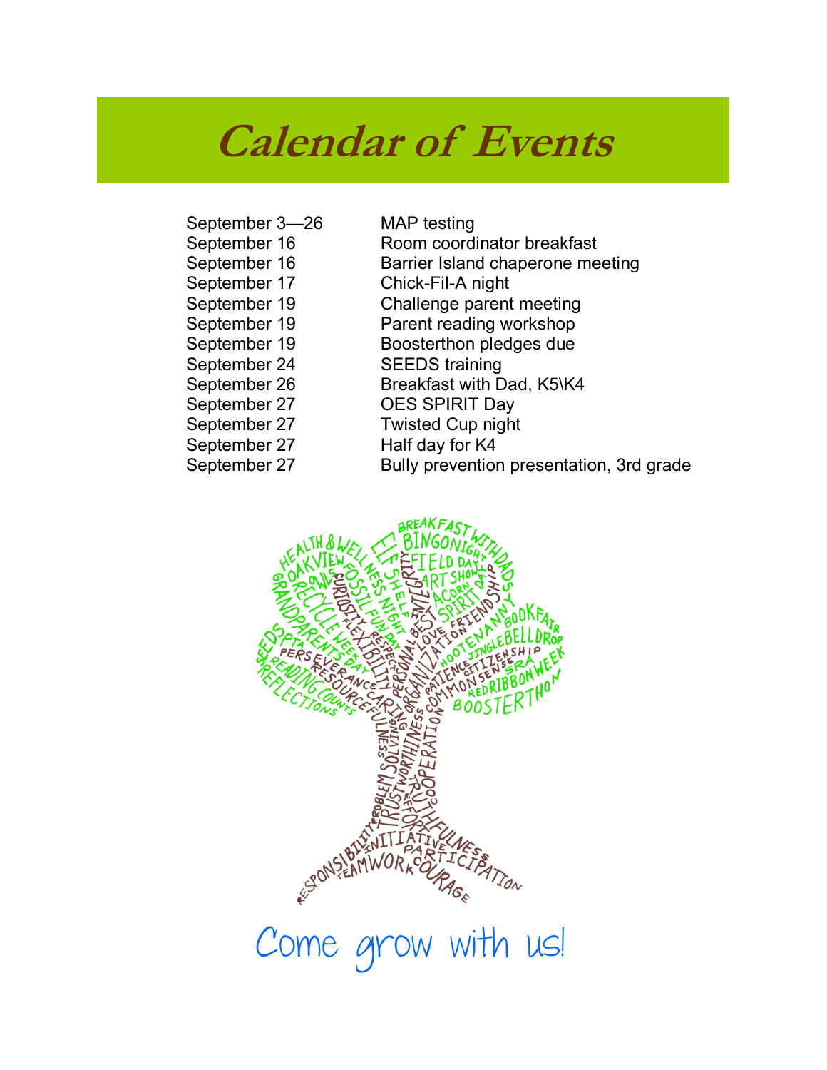# Calendar of Events

| | |
|---|---|
| September 3—26 | MAP testing |
| September 16 | Room coordinator breakfast |
| September 16 | Barrier Island chaperone meeting |
| September 17 | Chick-Fil-A night |
| September 19 | Challenge parent meeting |
| September 19 | Parent reading workshop |
| September 19 | Boosterthon pledges due |
| September 24 | SEEDS training |
| September 26 | Breakfast with Dad, K5\K4 |
| September 27 | OES SPIRIT Day |
| September 27 | Twisted Cup night |
| September 27 | Half day for K4 |
| September 27 | Bully prevention presentation, 3rd grade |

Come grow with us!